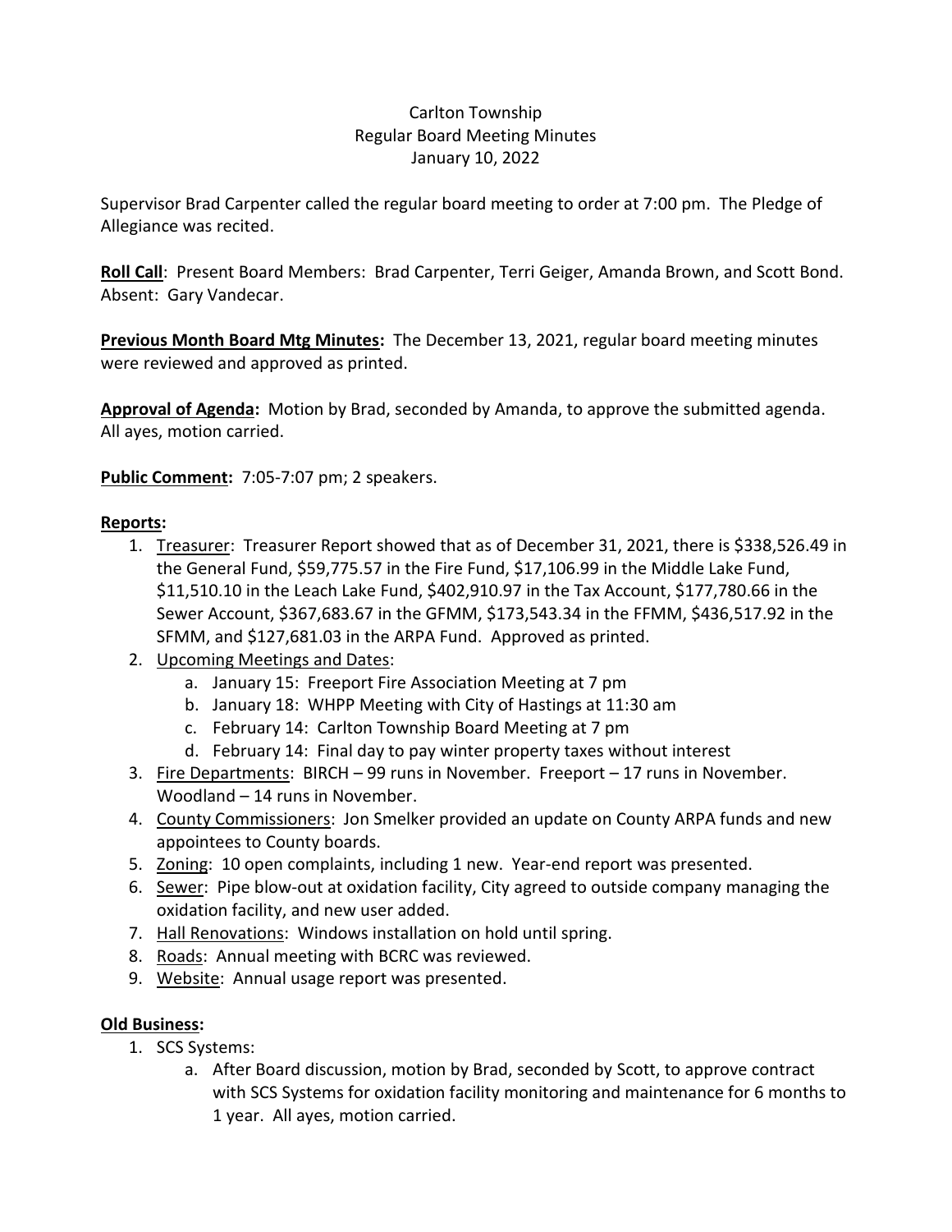Carlton Township
Regular Board Meeting Minutes
January 10, 2022

Supervisor Brad Carpenter called the regular board meeting to order at 7:00 pm. The Pledge of Allegiance was recited.

**Roll Call**: Present Board Members: Brad Carpenter, Terri Geiger, Amanda Brown, and Scott Bond. Absent: Gary Vandecar.

**Previous Month Board Mtg Minutes:** The December 13, 2021, regular board meeting minutes were reviewed and approved as printed.

**Approval of Agenda:** Motion by Brad, seconded by Amanda, to approve the submitted agenda. All ayes, motion carried.

**Public Comment:** 7:05-7:07 pm; 2 speakers.

**Reports:**

1. Treasurer: Treasurer Report showed that as of December 31, 2021, there is $338,526.49 in the General Fund, $59,775.57 in the Fire Fund, $17,106.99 in the Middle Lake Fund, $11,510.10 in the Leach Lake Fund, $402,910.97 in the Tax Account, $177,780.66 in the Sewer Account, $367,683.67 in the GFMM, $173,543.34 in the FFMM, $436,517.92 in the SFMM, and $127,681.03 in the ARPA Fund. Approved as printed.
2. Upcoming Meetings and Dates:
    a. January 15: Freeport Fire Association Meeting at 7 pm
    b. January 18: WHPP Meeting with City of Hastings at 11:30 am
    c. February 14: Carlton Township Board Meeting at 7 pm
    d. February 14: Final day to pay winter property taxes without interest
3. Fire Departments: BIRCH – 99 runs in November. Freeport – 17 runs in November. Woodland – 14 runs in November.
4. County Commissioners: Jon Smelker provided an update on County ARPA funds and new appointees to County boards.
5. Zoning: 10 open complaints, including 1 new. Year-end report was presented.
6. Sewer: Pipe blow-out at oxidation facility, City agreed to outside company managing the oxidation facility, and new user added.
7. Hall Renovations: Windows installation on hold until spring.
8. Roads: Annual meeting with BCRC was reviewed.
9. Website: Annual usage report was presented.

**Old Business:**

1. SCS Systems:
    a. After Board discussion, motion by Brad, seconded by Scott, to approve contract with SCS Systems for oxidation facility monitoring and maintenance for 6 months to 1 year. All ayes, motion carried.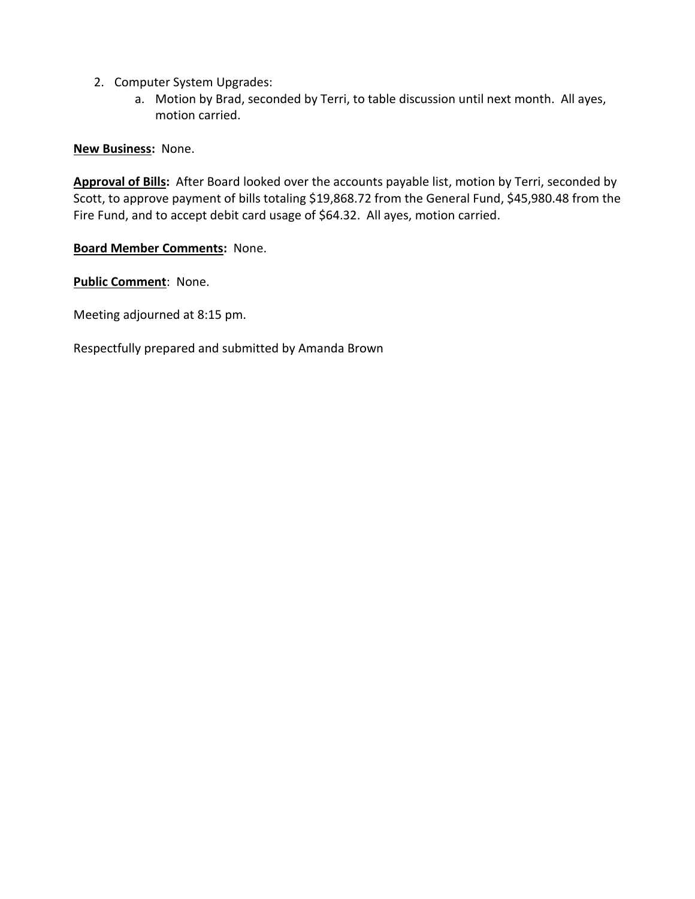2. Computer System Upgrades:
    a. Motion by Brad, seconded by Terri, to table discussion until next month. All ayes, motion carried.

**New Business:** None.

**Approval of Bills:** After Board looked over the accounts payable list, motion by Terri, seconded by Scott, to approve payment of bills totaling $19,868.72 from the General Fund, $45,980.48 from the Fire Fund, and to accept debit card usage of $64.32. All ayes, motion carried.

**Board Member Comments:** None.

**Public Comment**: None.

Meeting adjourned at 8:15 pm.

Respectfully prepared and submitted by Amanda Brown